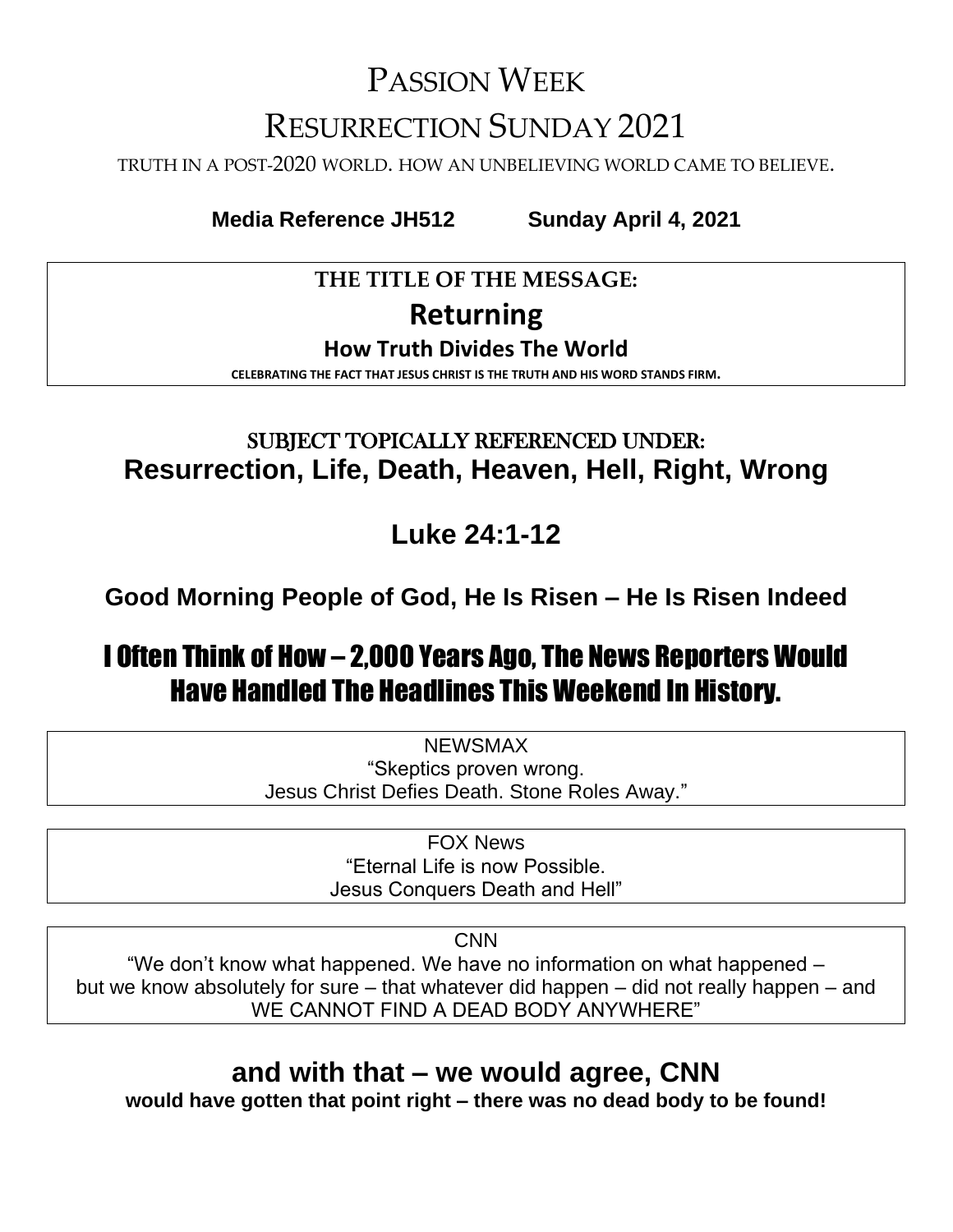# PASSION WEEK

# RESURRECTION SUNDAY 2021

TRUTH IN A POST-2020 WORLD. HOW AN UNBELIEVING WORLD CAME TO BELIEVE.

**Media Reference JH512 Sunday April 4, 2021**

**THE TITLE OF THE MESSAGE:**

## Returning

**How Truth Divides The World**

**CELEBRATING THE FACT THAT JESUS CHRIST IS THE TRUTH AND HIS WORD STANDS FIRM.**

SUBJECT TOPICALLY REFERENCED UNDER:

**Resurrection, Life, Death, Heaven, Hell, Right, Wrong**

## Luke 24:1-12

**Good Morning People of God, He Is Risen – He Is Risen Indeed**

## I Often Think of How – 2,000 Years Ago, The News Reporters Would Have Handled The Headlines This Weekend In History.

NEWSMAX
"Skeptics proven wrong.
Jesus Christ Defies Death. Stone Roles Away."

FOX News
"Eternal Life is now Possible.
Jesus Conquers Death and Hell"

CNN
"We don't know what happened. We have no information on what happened – but we know absolutely for sure – that whatever did happen – did not really happen – and WE CANNOT FIND A DEAD BODY ANYWHERE"

**and with that – we would agree, CNN**

**would have gotten that point right – there was no dead body to be found!**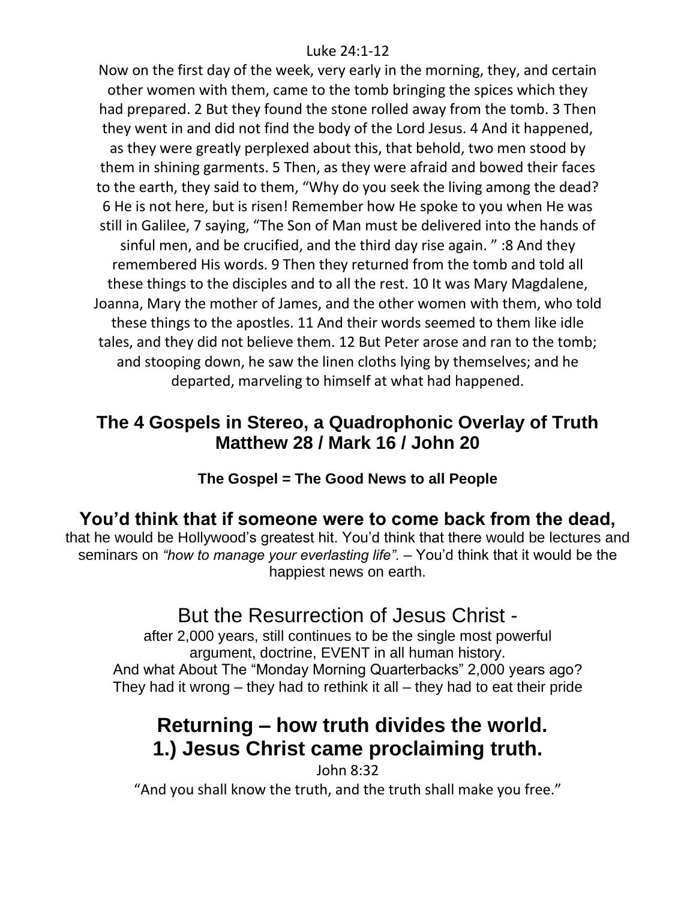Luke 24:1-12

Now on the first day of the week, very early in the morning, they, and certain other women with them, came to the tomb bringing the spices which they had prepared. 2 But they found the stone rolled away from the tomb. 3 Then they went in and did not find the body of the Lord Jesus. 4 And it happened, as they were greatly perplexed about this, that behold, two men stood by them in shining garments. 5 Then, as they were afraid and bowed their faces to the earth, they said to them, "Why do you seek the living among the dead? 6 He is not here, but is risen! Remember how He spoke to you when He was still in Galilee, 7 saying, "The Son of Man must be delivered into the hands of sinful men, and be crucified, and the third day rise again. " :8 And they remembered His words. 9 Then they returned from the tomb and told all these things to the disciples and to all the rest. 10 It was Mary Magdalene, Joanna, Mary the mother of James, and the other women with them, who told these things to the apostles. 11 And their words seemed to them like idle tales, and they did not believe them. 12 But Peter arose and ran to the tomb; and stooping down, he saw the linen cloths lying by themselves; and he departed, marveling to himself at what had happened.

## The 4 Gospels in Stereo, a Quadrophonic Overlay of Truth
## Matthew 28 / Mark 16 / John 20

**The Gospel = The Good News to all People**

### You'd think that if someone were to come back from the dead,

that he would be Hollywood's greatest hit. You'd think that there would be lectures and seminars on *"how to manage your everlasting life".* – You'd think that it would be the happiest news on earth.

But the Resurrection of Jesus Christ -

after 2,000 years, still continues to be the single most powerful argument, doctrine, EVENT in all human history.
And what About The "Monday Morning Quarterbacks" 2,000 years ago?
They had it wrong – they had to rethink it all – they had to eat their pride

## Returning – how truth divides the world.
## 1.) Jesus Christ came proclaiming truth.

John 8:32

"And you shall know the truth, and the truth shall make you free."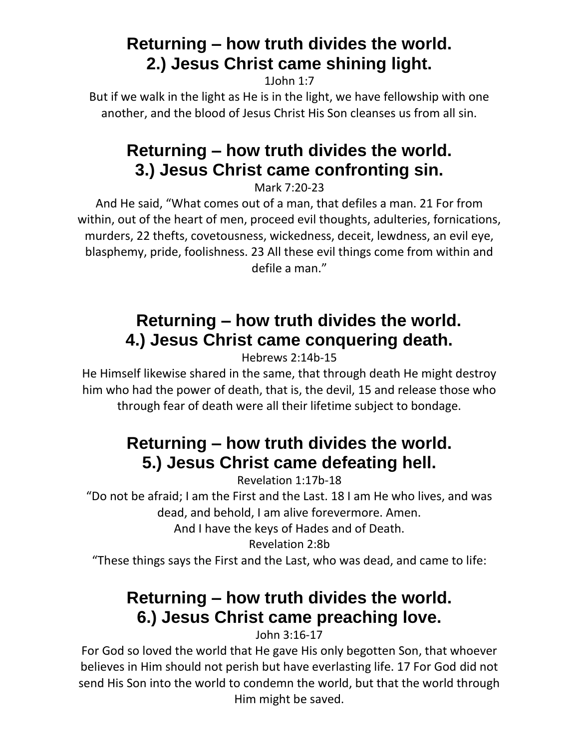## Returning – how truth divides the world.
## 2.) Jesus Christ came shining light.

1John 1:7

But if we walk in the light as He is in the light, we have fellowship with one another, and the blood of Jesus Christ His Son cleanses us from all sin.

## Returning – how truth divides the world.
## 3.) Jesus Christ came confronting sin.

Mark 7:20-23

And He said, "What comes out of a man, that defiles a man. 21 For from within, out of the heart of men, proceed evil thoughts, adulteries, fornications, murders, 22 thefts, covetousness, wickedness, deceit, lewdness, an evil eye, blasphemy, pride, foolishness. 23 All these evil things come from within and defile a man."

## Returning – how truth divides the world.
## 4.) Jesus Christ came conquering death.

Hebrews 2:14b-15

He Himself likewise shared in the same, that through death He might destroy him who had the power of death, that is, the devil, 15 and release those who through fear of death were all their lifetime subject to bondage.

## Returning – how truth divides the world.
## 5.) Jesus Christ came defeating hell.

Revelation 1:17b-18

"Do not be afraid; I am the First and the Last. 18 I am He who lives, and was dead, and behold, I am alive forevermore. Amen.

And I have the keys of Hades and of Death.

Revelation 2:8b

"These things says the First and the Last, who was dead, and came to life:

## Returning – how truth divides the world.
## 6.) Jesus Christ came preaching love.

John 3:16-17

For God so loved the world that He gave His only begotten Son, that whoever believes in Him should not perish but have everlasting life. 17 For God did not send His Son into the world to condemn the world, but that the world through Him might be saved.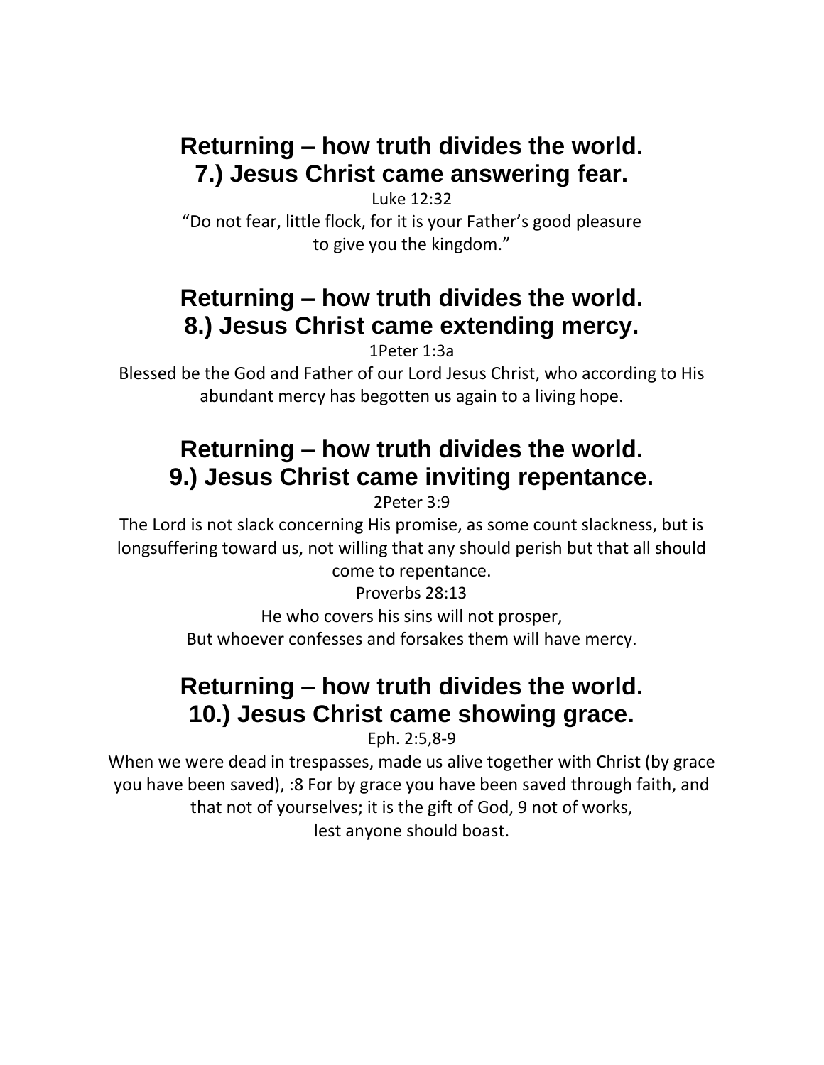## Returning – how truth divides the world.
## 7.) Jesus Christ came answering fear.

Luke 12:32

"Do not fear, little flock, for it is your Father's good pleasure to give you the kingdom."

## Returning – how truth divides the world.
## 8.) Jesus Christ came extending mercy.

1Peter 1:3a

Blessed be the God and Father of our Lord Jesus Christ, who according to His abundant mercy has begotten us again to a living hope.

## Returning – how truth divides the world.
## 9.) Jesus Christ came inviting repentance.

2Peter 3:9

The Lord is not slack concerning His promise, as some count slackness, but is longsuffering toward us, not willing that any should perish but that all should come to repentance.

Proverbs 28:13

He who covers his sins will not prosper,
But whoever confesses and forsakes them will have mercy.

## Returning – how truth divides the world.
## 10.) Jesus Christ came showing grace.

Eph. 2:5,8-9

When we were dead in trespasses, made us alive together with Christ (by grace you have been saved), :8 For by grace you have been saved through faith, and that not of yourselves; it is the gift of God, 9 not of works, lest anyone should boast.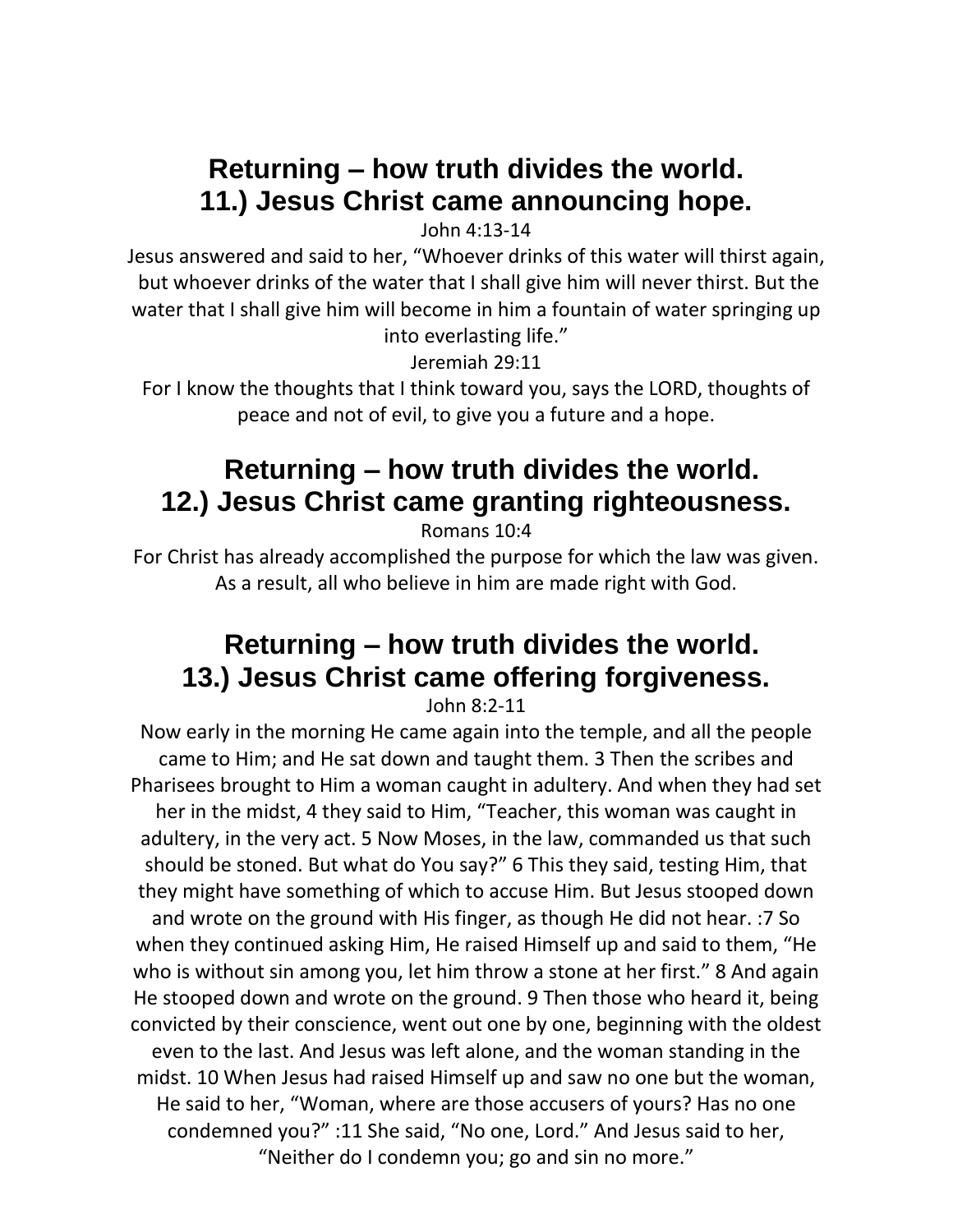## Returning – how truth divides the world.
## 11.) Jesus Christ came announcing hope.

John 4:13-14

Jesus answered and said to her, "Whoever drinks of this water will thirst again, but whoever drinks of the water that I shall give him will never thirst. But the water that I shall give him will become in him a fountain of water springing up into everlasting life."

Jeremiah 29:11

For I know the thoughts that I think toward you, says the LORD, thoughts of peace and not of evil, to give you a future and a hope.

## Returning – how truth divides the world.
## 12.) Jesus Christ came granting righteousness.

Romans 10:4

For Christ has already accomplished the purpose for which the law was given. As a result, all who believe in him are made right with God.

## Returning – how truth divides the world.
## 13.) Jesus Christ came offering forgiveness.

John 8:2-11

Now early in the morning He came again into the temple, and all the people came to Him; and He sat down and taught them. 3 Then the scribes and Pharisees brought to Him a woman caught in adultery. And when they had set her in the midst, 4 they said to Him, "Teacher, this woman was caught in adultery, in the very act. 5 Now Moses, in the law, commanded us that such should be stoned. But what do You say?" 6 This they said, testing Him, that they might have something of which to accuse Him. But Jesus stooped down and wrote on the ground with His finger, as though He did not hear. :7 So when they continued asking Him, He raised Himself up and said to them, "He who is without sin among you, let him throw a stone at her first." 8 And again He stooped down and wrote on the ground. 9 Then those who heard it, being convicted by their conscience, went out one by one, beginning with the oldest even to the last. And Jesus was left alone, and the woman standing in the midst. 10 When Jesus had raised Himself up and saw no one but the woman, He said to her, "Woman, where are those accusers of yours? Has no one condemned you?" :11 She said, "No one, Lord." And Jesus said to her, "Neither do I condemn you; go and sin no more."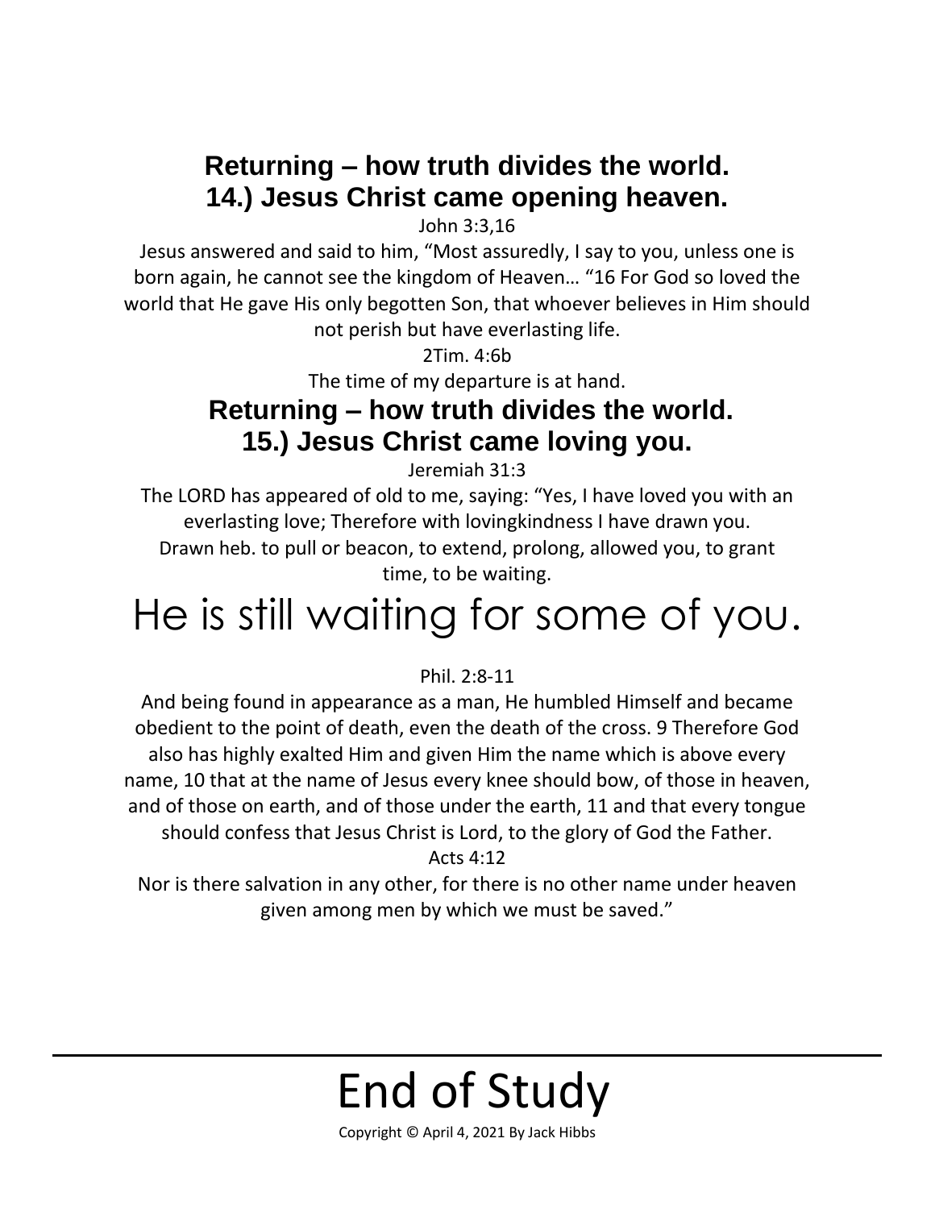## Returning – how truth divides the world.
## 14.) Jesus Christ came opening heaven.

John 3:3,16

Jesus answered and said to him, "Most assuredly, I say to you, unless one is born again, he cannot see the kingdom of Heaven… "16 For God so loved the world that He gave His only begotten Son, that whoever believes in Him should not perish but have everlasting life.

2Tim. 4:6b

The time of my departure is at hand.

## Returning – how truth divides the world.
## 15.) Jesus Christ came loving you.

Jeremiah 31:3

The LORD has appeared of old to me, saying: "Yes, I have loved you with an everlasting love; Therefore with lovingkindness I have drawn you.

Drawn heb. to pull or beacon, to extend, prolong, allowed you, to grant time, to be waiting.

# He is still waiting for some of you.

Phil. 2:8-11

And being found in appearance as a man, He humbled Himself and became obedient to the point of death, even the death of the cross. 9 Therefore God also has highly exalted Him and given Him the name which is above every name, 10 that at the name of Jesus every knee should bow, of those in heaven, and of those on earth, and of those under the earth, 11 and that every tongue should confess that Jesus Christ is Lord, to the glory of God the Father.

Acts 4:12

Nor is there salvation in any other, for there is no other name under heaven given among men by which we must be saved."

---

# End of Study

Copyright © April 4, 2021 By Jack Hibbs